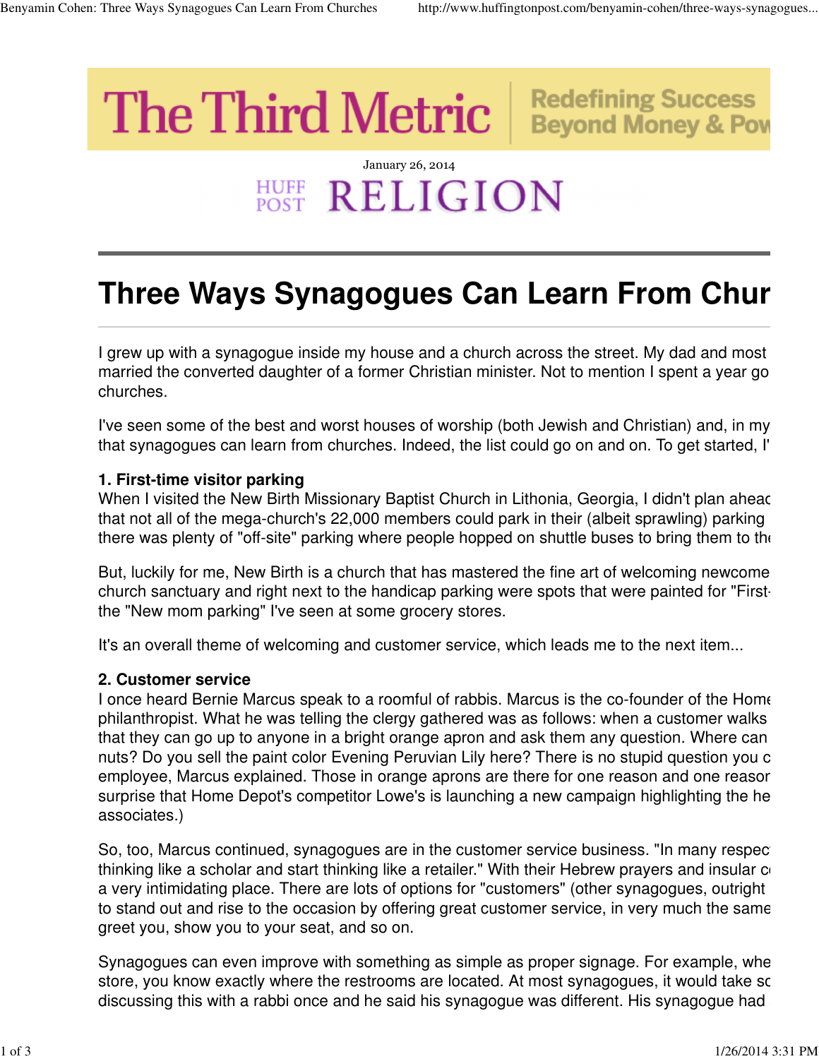The Third Metric | Redefining Success Beyond Money & Pow

January 26, 2014

HUFF POST RELIGION

# Three Ways Synagogues Can Learn From Chur

I grew up with a synagogue inside my house and a church across the street. My dad and most married the converted daughter of a former Christian minister. Not to mention I spent a year go churches.

I've seen some of the best and worst houses of worship (both Jewish and Christian) and, in my that synagogues can learn from churches. Indeed, the list could go on and on. To get started, I'

**1. First-time visitor parking**

When I visited the New Birth Missionary Baptist Church in Lithonia, Georgia, I didn't plan aheac that not all of the mega-church's 22,000 members could park in their (albeit sprawling) parking there was plenty of "off-site" parking where people hopped on shuttle buses to bring them to the

But, luckily for me, New Birth is a church that has mastered the fine art of welcoming newcome church sanctuary and right next to the handicap parking were spots that were painted for "First- the "New mom parking" I've seen at some grocery stores.

It's an overall theme of welcoming and customer service, which leads me to the next item...

**2. Customer service**

I once heard Bernie Marcus speak to a roomful of rabbis. Marcus is the co-founder of the Home philanthropist. What he was telling the clergy gathered was as follows: when a customer walks that they can go up to anyone in a bright orange apron and ask them any question. Where can nuts? Do you sell the paint color Evening Peruvian Lily here? There is no stupid question you c employee, Marcus explained. Those in orange aprons are there for one reason and one reasor surprise that Home Depot's competitor Lowe's is launching a new campaign highlighting the he associates.)

So, too, Marcus continued, synagogues are in the customer service business. "In many respec thinking like a scholar and start thinking like a retailer." With their Hebrew prayers and insular c a very intimidating place. There are lots of options for "customers" (other synagogues, outright to stand out and rise to the occasion by offering great customer service, in very much the same greet you, show you to your seat, and so on.

Synagogues can even improve with something as simple as proper signage. For example, whe store, you know exactly where the restrooms are located. At most synagogues, it would take sc discussing this with a rabbi once and he said his synagogue was different. His synagogue had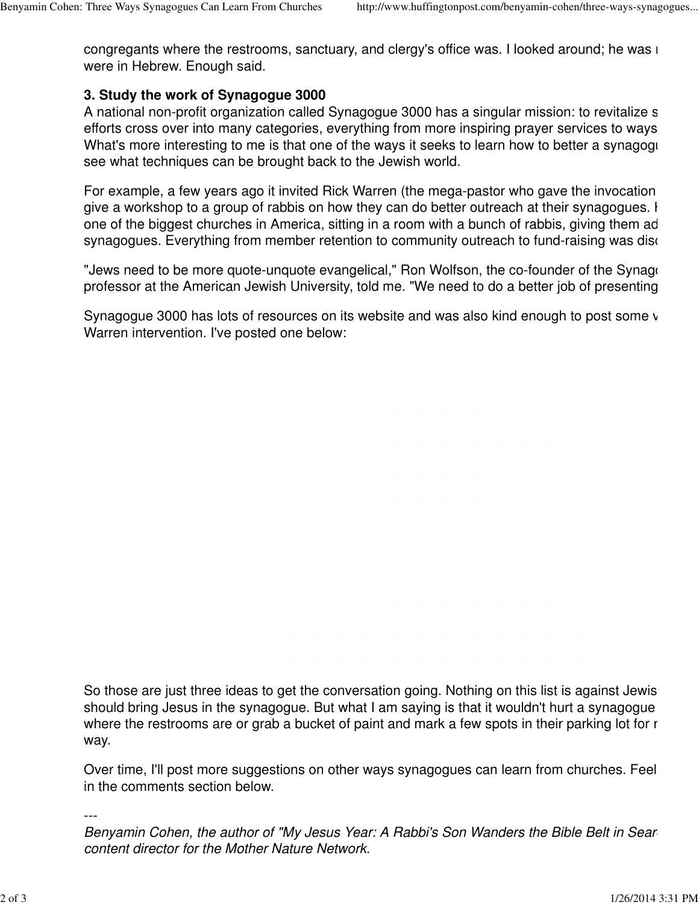congregants where the restrooms, sanctuary, and clergy's office was. I looked around; he was r were in Hebrew. Enough said.

**3. Study the work of Synagogue 3000**

A national non-profit organization called Synagogue 3000 has a singular mission: to revitalize s efforts cross over into many categories, everything from more inspiring prayer services to ways What's more interesting to me is that one of the ways it seeks to learn how to better a synagogu see what techniques can be brought back to the Jewish world.

For example, a few years ago it invited Rick Warren (the mega-pastor who gave the invocation give a workshop to a group of rabbis on how they can do better outreach at their synagogues. I one of the biggest churches in America, sitting in a room with a bunch of rabbis, giving them ad synagogues. Everything from member retention to community outreach to fund-raising was disc

"Jews need to be more quote-unquote evangelical," Ron Wolfson, the co-founder of the Synago professor at the American Jewish University, told me. "We need to do a better job of presenting

Synagogue 3000 has lots of resources on its website and was also kind enough to post some v Warren intervention. I've posted one below:

So those are just three ideas to get the conversation going. Nothing on this list is against Jewis should bring Jesus in the synagogue. But what I am saying is that it wouldn't hurt a synagogue where the restrooms are or grab a bucket of paint and mark a few spots in their parking lot for r way.

Over time, I'll post more suggestions on other ways synagogues can learn from churches. Feel in the comments section below.

---

*Benyamin Cohen, the author of "My Jesus Year: A Rabbi's Son Wanders the Bible Belt in Sear content director for the Mother Nature Network.*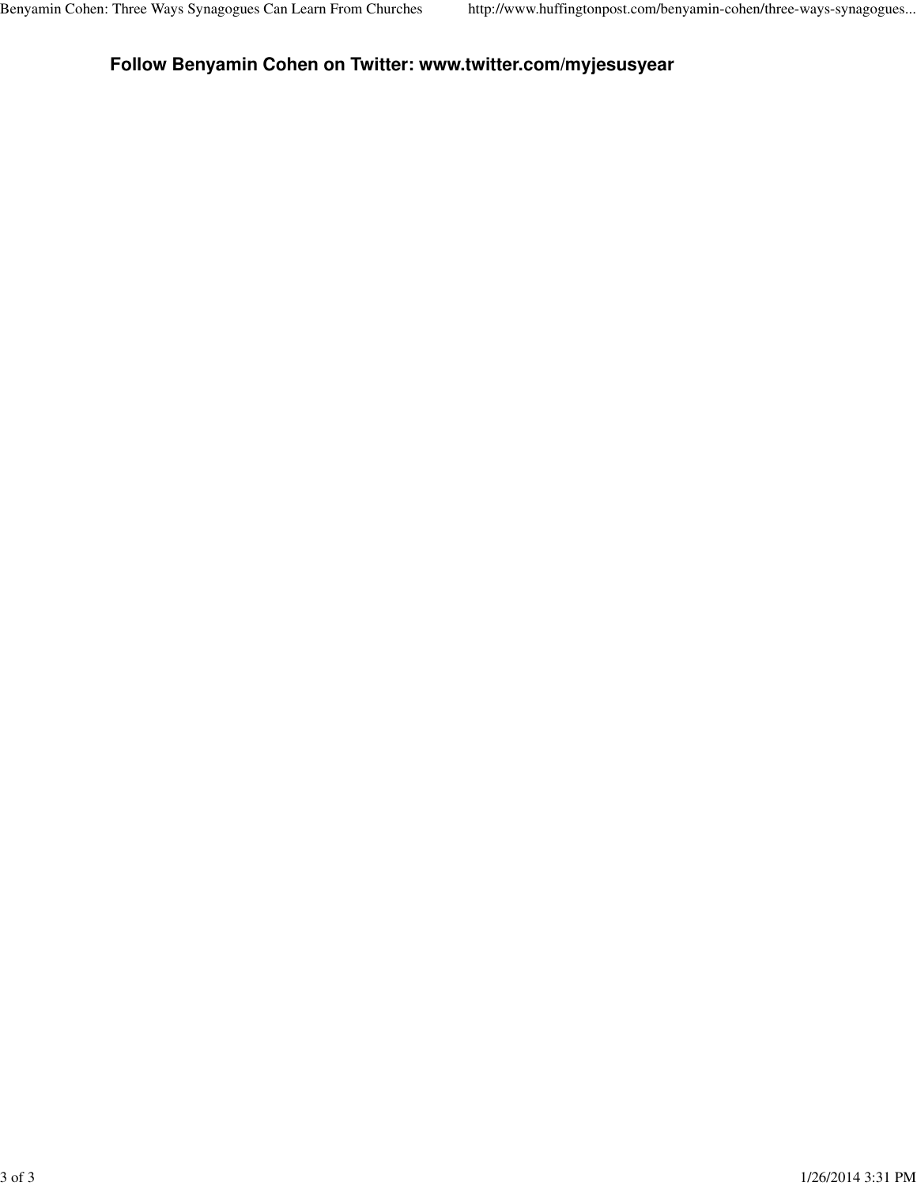**Follow Benyamin Cohen on Twitter: www.twitter.com/myjesusyear**